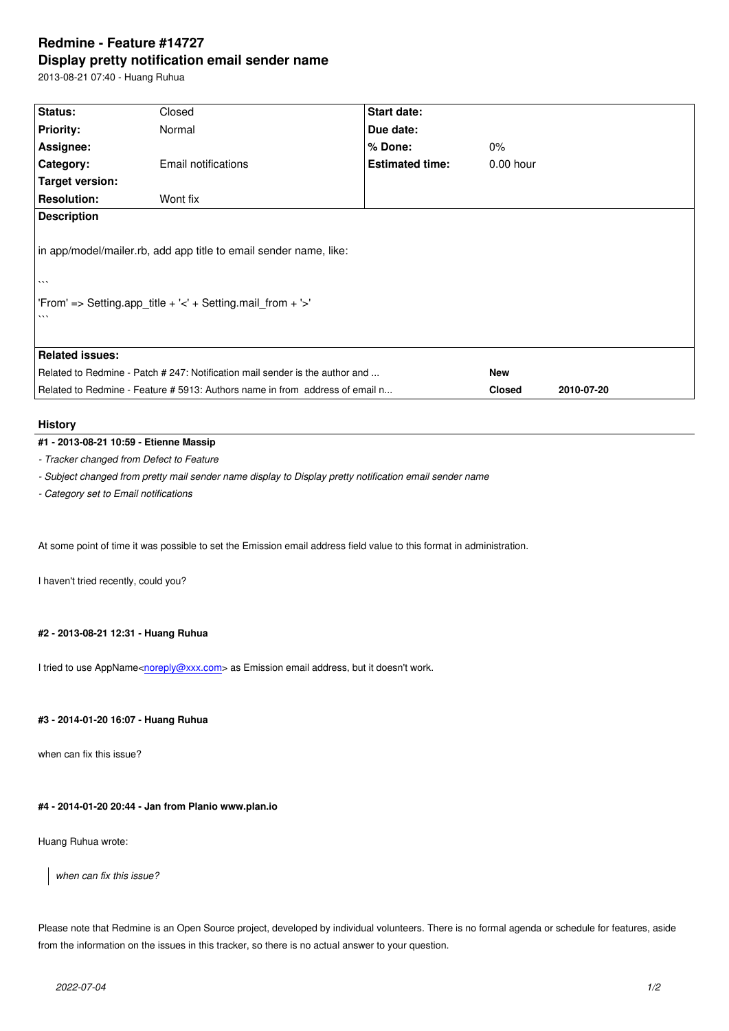# Redmine - Feature #14727

## Display pretty notification email sender name

2013-08-21 07:40 - Huang Ruhua

| Status: | Closed | Start date: | |
|---|---|---|---|
| Priority: | Normal | Due date: | |
| Assignee: | | % Done: | 0% |
| Category: | Email notifications | Estimated time: | 0.00 hour |
| Target version: | | | |
| Resolution: | Wont fix | | |

**Description**

in app/model/mailer.rb, add app title to email sender name, like:

```
'From' => Setting.app_title + '<' + Setting.mail_from + '>'
```

**Related issues:**

| | | |
|---|---|---|
| Related to Redmine - Patch # 247: Notification mail sender is the author and ... | New | |
| Related to Redmine - Feature # 5913: Authors name in from address of email n... | Closed | 2010-07-20 |

## History

### #1 - 2013-08-21 10:59 - Etienne Massip

- *Tracker changed from Defect to Feature*
- *Subject changed from pretty mail sender name display to Display pretty notification email sender name*
- *Category set to Email notifications*

At some point of time it was possible to set the Emission email address field value to this format in administration.

I haven't tried recently, could you?

### #2 - 2013-08-21 12:31 - Huang Ruhua

I tried to use AppName<noreply@xxx.com> as Emission email address, but it doesn't work.

### #3 - 2014-01-20 16:07 - Huang Ruhua

when can fix this issue?

### #4 - 2014-01-20 20:44 - Jan from Planio www.plan.io

Huang Ruhua wrote:

> *when can fix this issue?*

Please note that Redmine is an Open Source project, developed by individual volunteers. There is no formal agenda or schedule for features, aside from the information on the issues in this tracker, so there is no actual answer to your question.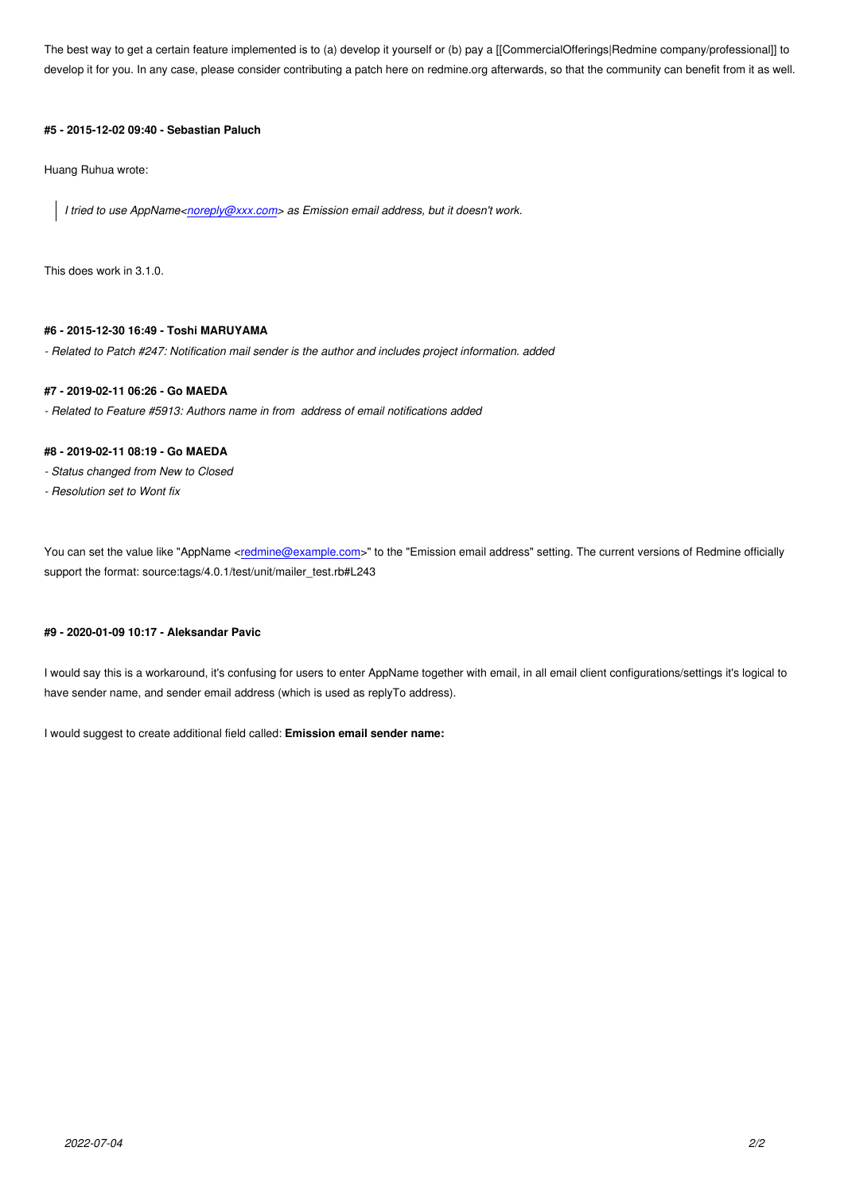The best way to get a certain feature implemented is to (a) develop it yourself or (b) pay a [[CommercialOfferings|Redmine company/professional]] to develop it for you. In any case, please consider contributing a patch here on redmine.org afterwards, so that the community can benefit from it as well.

#### #5 - 2015-12-02 09:40 - Sebastian Paluch

Huang Ruhua wrote:

> *I tried to use AppName<noreply@xxx.com> as Emission email address, but it doesn't work.*

This does work in 3.1.0.

#### #6 - 2015-12-30 16:49 - Toshi MARUYAMA

*- Related to Patch #247: Notification mail sender is the author and includes project information. added*

#### #7 - 2019-02-11 06:26 - Go MAEDA

*- Related to Feature #5913: Authors name in from address of email notifications added*

#### #8 - 2019-02-11 08:19 - Go MAEDA

*- Status changed from New to Closed*

*- Resolution set to Wont fix*

You can set the value like "AppName <redmine@example.com>" to the "Emission email address" setting. The current versions of Redmine officially support the format: source:tags/4.0.1/test/unit/mailer_test.rb#L243

#### #9 - 2020-01-09 10:17 - Aleksandar Pavic

I would say this is a workaround, it's confusing for users to enter AppName together with email, in all email client configurations/settings it's logical to have sender name, and sender email address (which is used as replyTo address).

I would suggest to create additional field called: **Emission email sender name:**